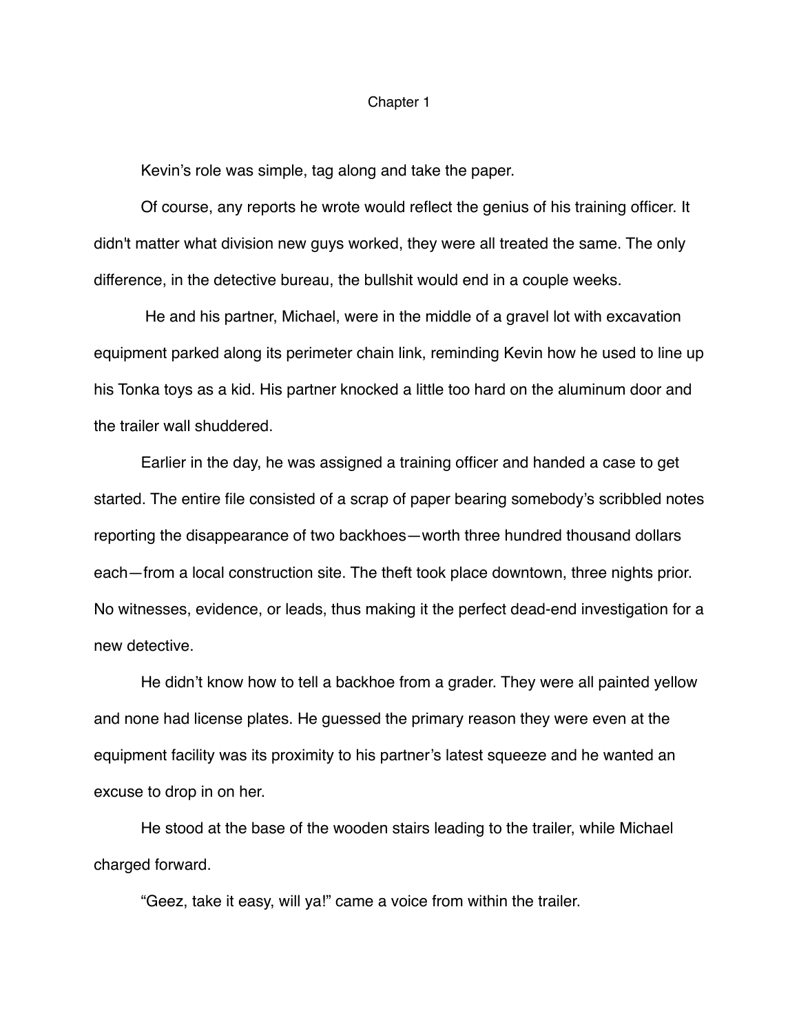# Chapter 1

Kevin's role was simple, tag along and take the paper.

Of course, any reports he wrote would reflect the genius of his training officer. It didn't matter what division new guys worked, they were all treated the same. The only difference, in the detective bureau, the bullshit would end in a couple weeks.

He and his partner, Michael, were in the middle of a gravel lot with excavation equipment parked along its perimeter chain link, reminding Kevin how he used to line up his Tonka toys as a kid. His partner knocked a little too hard on the aluminum door and the trailer wall shuddered.

Earlier in the day, he was assigned a training officer and handed a case to get started. The entire file consisted of a scrap of paper bearing somebody's scribbled notes reporting the disappearance of two backhoes—worth three hundred thousand dollars each—from a local construction site. The theft took place downtown, three nights prior. No witnesses, evidence, or leads, thus making it the perfect dead-end investigation for a new detective.

He didn't know how to tell a backhoe from a grader. They were all painted yellow and none had license plates. He guessed the primary reason they were even at the equipment facility was its proximity to his partner's latest squeeze and he wanted an excuse to drop in on her.

He stood at the base of the wooden stairs leading to the trailer, while Michael charged forward.

"Geez, take it easy, will ya!" came a voice from within the trailer.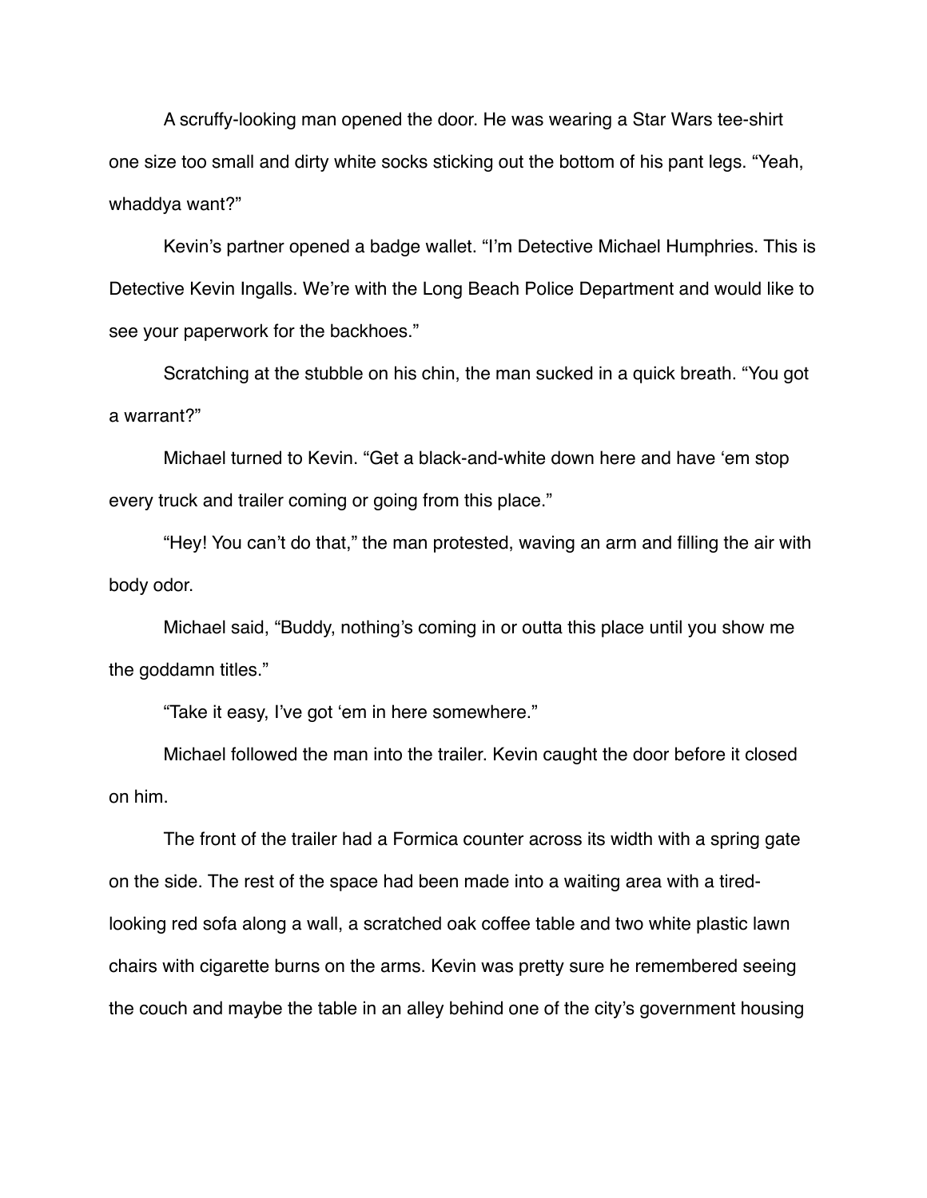A scruffy-looking man opened the door. He was wearing a Star Wars tee-shirt one size too small and dirty white socks sticking out the bottom of his pant legs. "Yeah, whaddya want?"

Kevin's partner opened a badge wallet. "I'm Detective Michael Humphries. This is Detective Kevin Ingalls. We're with the Long Beach Police Department and would like to see your paperwork for the backhoes."

Scratching at the stubble on his chin, the man sucked in a quick breath. "You got a warrant?"

Michael turned to Kevin. "Get a black-and-white down here and have 'em stop every truck and trailer coming or going from this place."

"Hey! You can't do that," the man protested, waving an arm and filling the air with body odor.

Michael said, "Buddy, nothing's coming in or outta this place until you show me the goddamn titles."

"Take it easy, I've got 'em in here somewhere."

Michael followed the man into the trailer. Kevin caught the door before it closed on him.

The front of the trailer had a Formica counter across its width with a spring gate on the side. The rest of the space had been made into a waiting area with a tired-looking red sofa along a wall, a scratched oak coffee table and two white plastic lawn chairs with cigarette burns on the arms. Kevin was pretty sure he remembered seeing the couch and maybe the table in an alley behind one of the city's government housing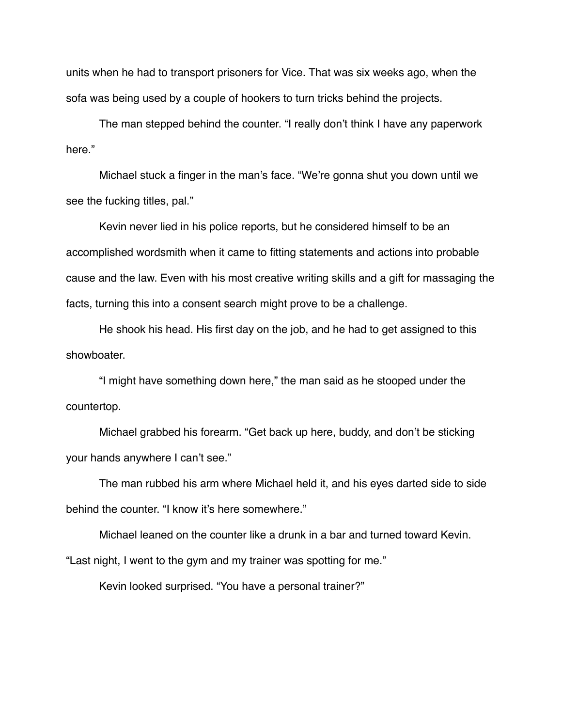units when he had to transport prisoners for Vice. That was six weeks ago, when the sofa was being used by a couple of hookers to turn tricks behind the projects.

The man stepped behind the counter. "I really don't think I have any paperwork here."

Michael stuck a finger in the man's face. "We're gonna shut you down until we see the fucking titles, pal."

Kevin never lied in his police reports, but he considered himself to be an accomplished wordsmith when it came to fitting statements and actions into probable cause and the law. Even with his most creative writing skills and a gift for massaging the facts, turning this into a consent search might prove to be a challenge.

He shook his head. His first day on the job, and he had to get assigned to this showboater.

"I might have something down here," the man said as he stooped under the countertop.

Michael grabbed his forearm. "Get back up here, buddy, and don't be sticking your hands anywhere I can't see."

The man rubbed his arm where Michael held it, and his eyes darted side to side behind the counter. "I know it's here somewhere."

Michael leaned on the counter like a drunk in a bar and turned toward Kevin. "Last night, I went to the gym and my trainer was spotting for me."

Kevin looked surprised. "You have a personal trainer?"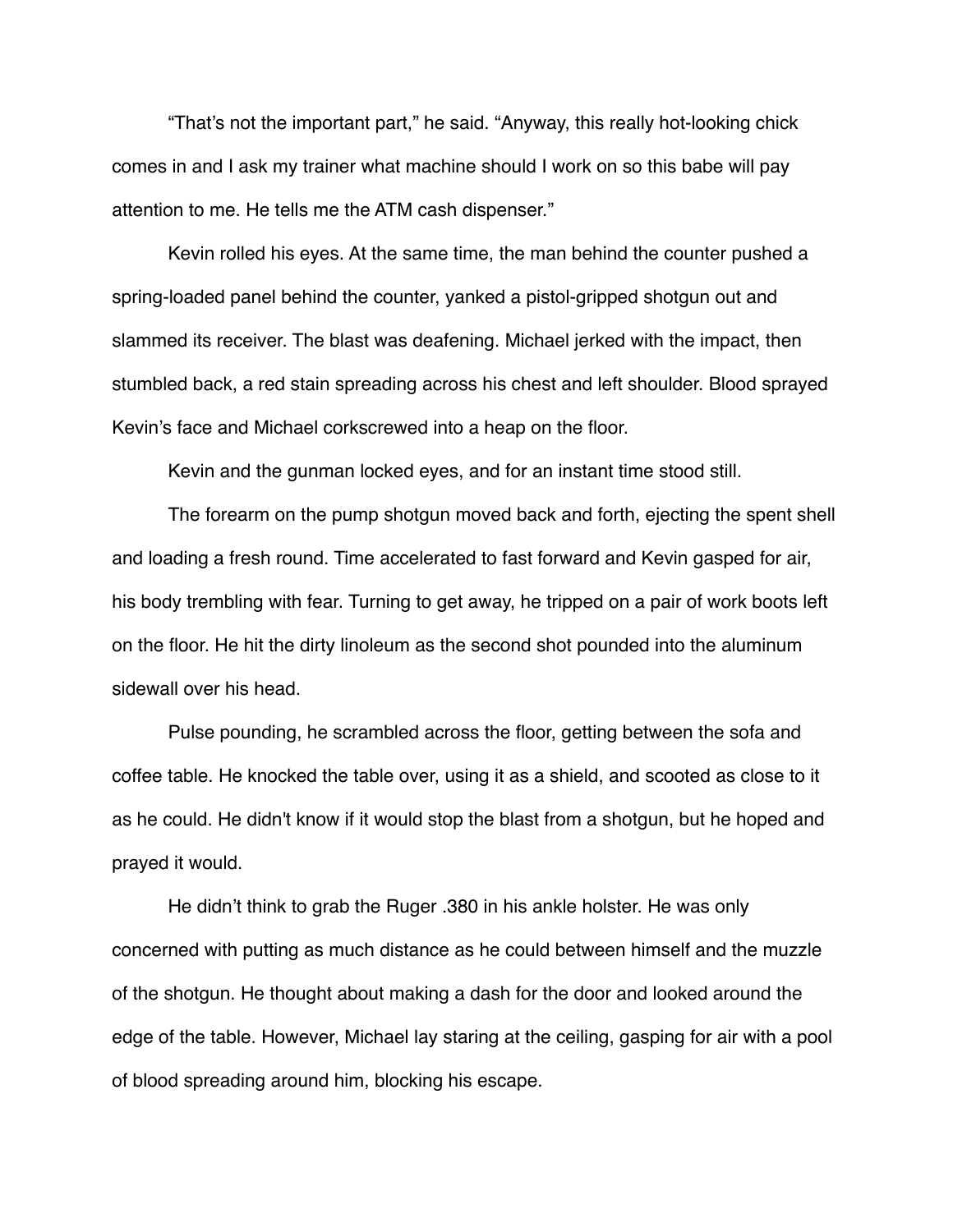"That's not the important part," he said. "Anyway, this really hot-looking chick comes in and I ask my trainer what machine should I work on so this babe will pay attention to me. He tells me the ATM cash dispenser."

Kevin rolled his eyes. At the same time, the man behind the counter pushed a spring-loaded panel behind the counter, yanked a pistol-gripped shotgun out and slammed its receiver. The blast was deafening. Michael jerked with the impact, then stumbled back, a red stain spreading across his chest and left shoulder. Blood sprayed Kevin's face and Michael corkscrewed into a heap on the floor.

Kevin and the gunman locked eyes, and for an instant time stood still.

The forearm on the pump shotgun moved back and forth, ejecting the spent shell and loading a fresh round. Time accelerated to fast forward and Kevin gasped for air, his body trembling with fear. Turning to get away, he tripped on a pair of work boots left on the floor. He hit the dirty linoleum as the second shot pounded into the aluminum sidewall over his head.

Pulse pounding, he scrambled across the floor, getting between the sofa and coffee table. He knocked the table over, using it as a shield, and scooted as close to it as he could. He didn't know if it would stop the blast from a shotgun, but he hoped and prayed it would.

He didn't think to grab the Ruger .380 in his ankle holster. He was only concerned with putting as much distance as he could between himself and the muzzle of the shotgun. He thought about making a dash for the door and looked around the edge of the table. However, Michael lay staring at the ceiling, gasping for air with a pool of blood spreading around him, blocking his escape.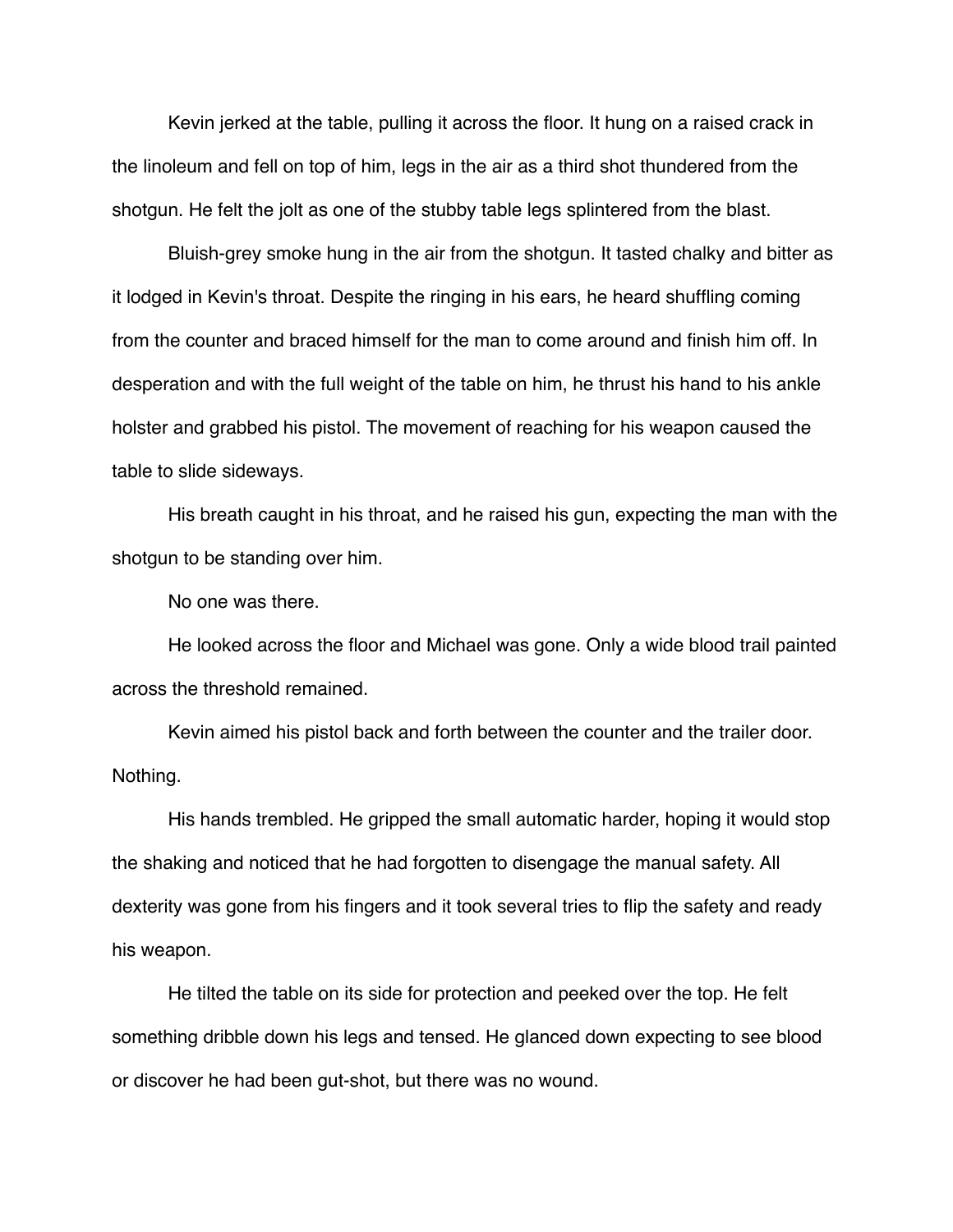Kevin jerked at the table, pulling it across the floor. It hung on a raised crack in the linoleum and fell on top of him, legs in the air as a third shot thundered from the shotgun. He felt the jolt as one of the stubby table legs splintered from the blast.

Bluish-grey smoke hung in the air from the shotgun. It tasted chalky and bitter as it lodged in Kevin's throat. Despite the ringing in his ears, he heard shuffling coming from the counter and braced himself for the man to come around and finish him off. In desperation and with the full weight of the table on him, he thrust his hand to his ankle holster and grabbed his pistol. The movement of reaching for his weapon caused the table to slide sideways.

His breath caught in his throat, and he raised his gun, expecting the man with the shotgun to be standing over him.

No one was there.

He looked across the floor and Michael was gone. Only a wide blood trail painted across the threshold remained.

Kevin aimed his pistol back and forth between the counter and the trailer door. Nothing.

His hands trembled. He gripped the small automatic harder, hoping it would stop the shaking and noticed that he had forgotten to disengage the manual safety. All dexterity was gone from his fingers and it took several tries to flip the safety and ready his weapon.

He tilted the table on its side for protection and peeked over the top. He felt something dribble down his legs and tensed. He glanced down expecting to see blood or discover he had been gut-shot, but there was no wound.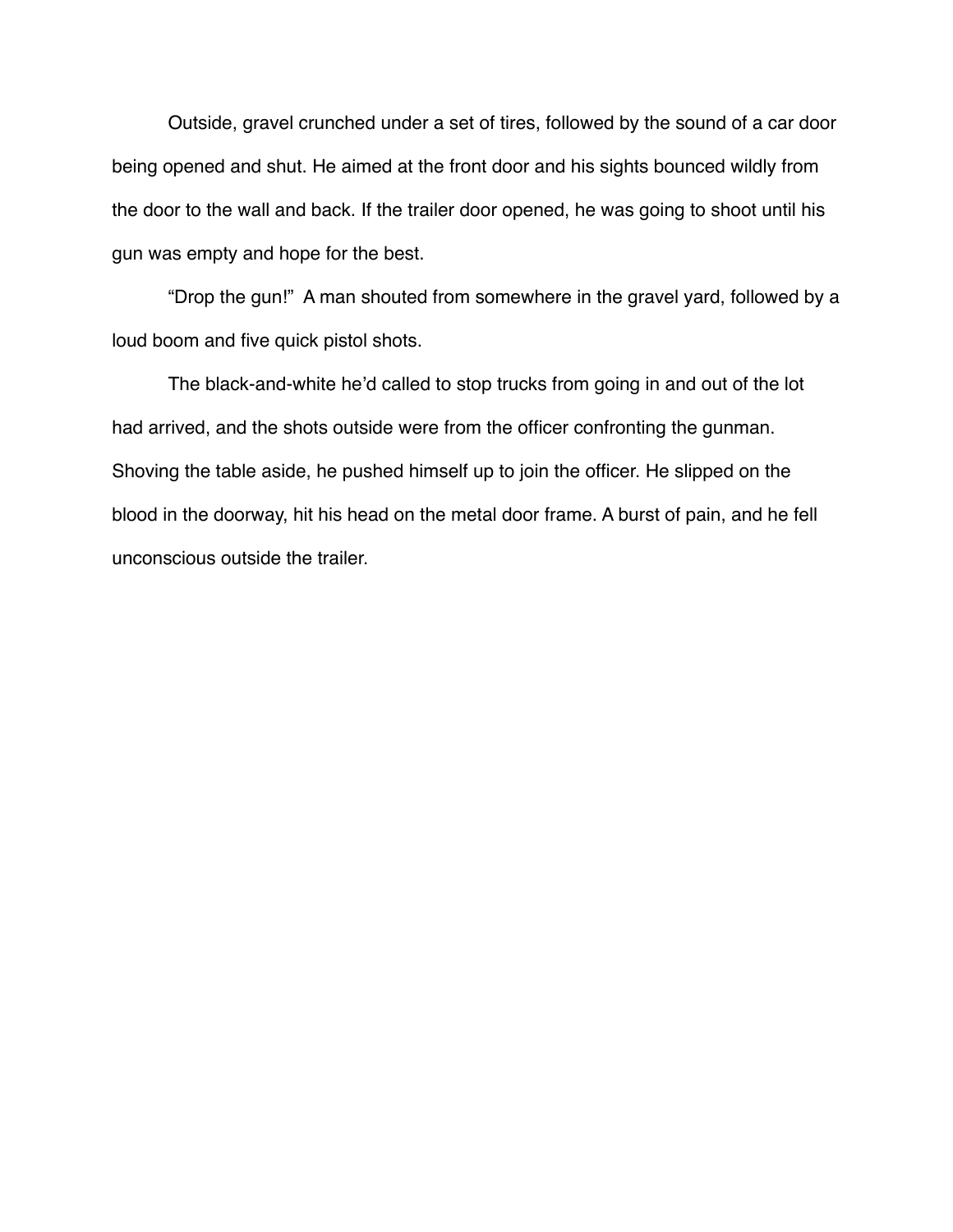Outside, gravel crunched under a set of tires, followed by the sound of a car door being opened and shut. He aimed at the front door and his sights bounced wildly from the door to the wall and back. If the trailer door opened, he was going to shoot until his gun was empty and hope for the best.

"Drop the gun!" A man shouted from somewhere in the gravel yard, followed by a loud boom and five quick pistol shots.

The black-and-white he'd called to stop trucks from going in and out of the lot had arrived, and the shots outside were from the officer confronting the gunman. Shoving the table aside, he pushed himself up to join the officer. He slipped on the blood in the doorway, hit his head on the metal door frame. A burst of pain, and he fell unconscious outside the trailer.